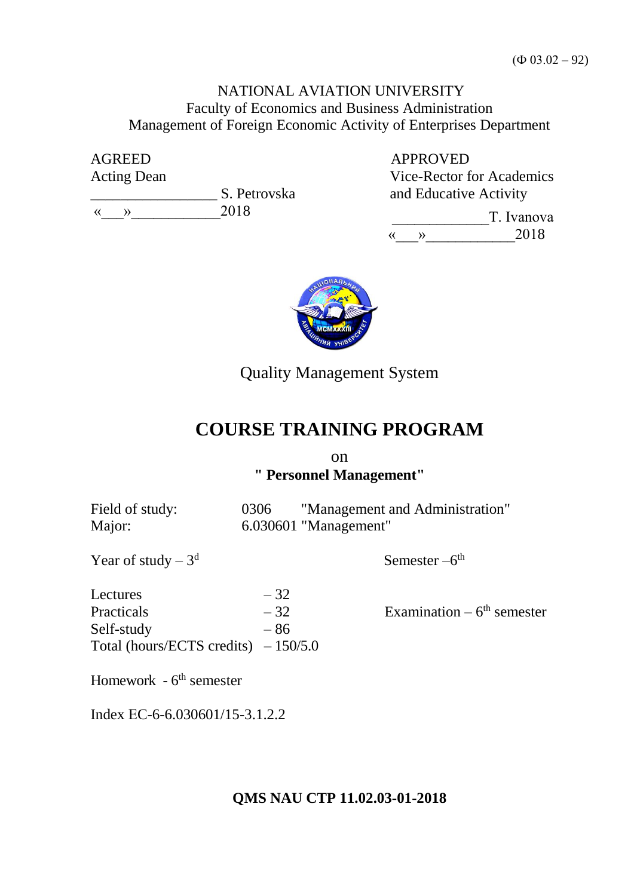(Ф 03.02 – 92)

NATIONAL AVIATION UNIVERSITY
Faculty of Economics and Business Administration
Management of Foreign Economic Activity of Enterprises Department

| AGREED | APPROVED |
|---|---|
| Acting Dean | Vice-Rector for Academics and Educative Activity |
| _________________ S. Petrovska | _____________T. Ivanova |
| «___»____________2018 | «___»____________2018 |

Quality Management System

# COURSE TRAINING PROGRAM

on

**" Personnel Management"**

Field of study: 0306 "Management and Administration"
Major: 6.030601 "Management"

Year of study – 3d

Semester – 6th

Lectures – 32
Practicals – 32
Self-study – 86
Total (hours/ECTS credits) – 150/5.0

Examination – 6th semester

Homework - 6th semester

Index EC-6-6.030601/15-3.1.2.2

**QMS NAU CTP 11.02.03-01-2018**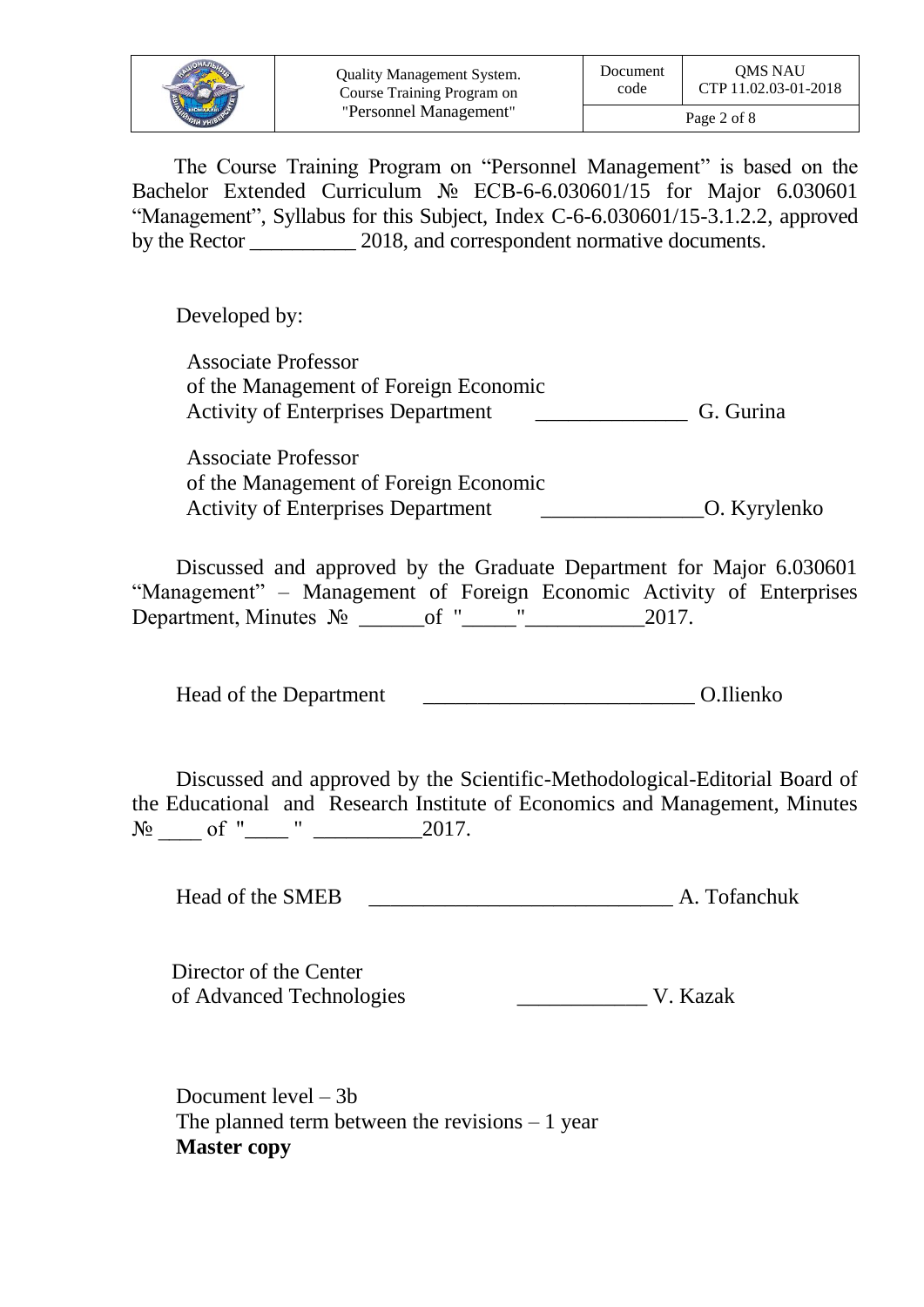The Course Training Program on "Personnel Management" is based on the Bachelor Extended Curriculum № ECB-6-6.030601/15 for Major 6.030601 "Management", Syllabus for this Subject, Index C-6-6.030601/15-3.1.2.2, approved by the Rector __________ 2018, and correspondent normative documents.

Developed by:

Associate Professor
of the Management of Foreign Economic
Activity of Enterprises Department ______________ G. Gurina

Associate Professor
of the Management of Foreign Economic
Activity of Enterprises Department _______________O. Kyrylenko

Discussed and approved by the Graduate Department for Major 6.030601 "Management" – Management of Foreign Economic Activity of Enterprises Department, Minutes № ______of "_____"___________2017.

Head of the Department _________________________ O.Ilienko

Discussed and approved by the Scientific-Methodological-Editorial Board of the Educational and Research Institute of Economics and Management, Minutes № ____ of "____ " __________2017.

Head of the SMEB ____________________________ A. Tofanchuk

Director of the Center
of Advanced Technologies ____________ V. Kazak

Document level – 3b
The planned term between the revisions – 1 year
**Master copy**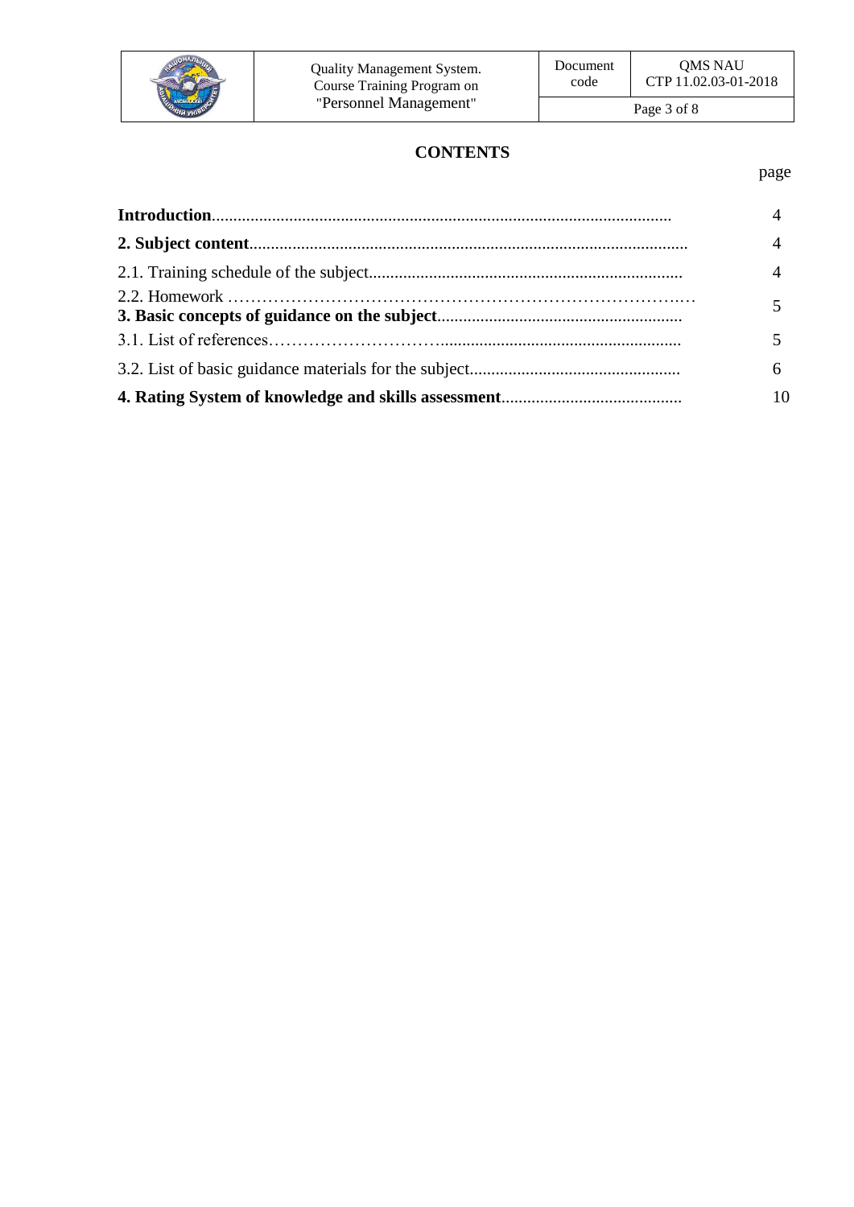# CONTENTS

| | page |
|---|---|
| **Introduction** | 4 |
| **2. Subject content** | 4 |
| 2.1. Training schedule of the subject | 4 |
| 2.2. Homework | |
| **3. Basic concepts of guidance on the subject** | 5 |
| 3.1. List of references | 5 |
| 3.2. List of basic guidance materials for the subject | 6 |
| **4. Rating System of knowledge and skills assessment** | 10 |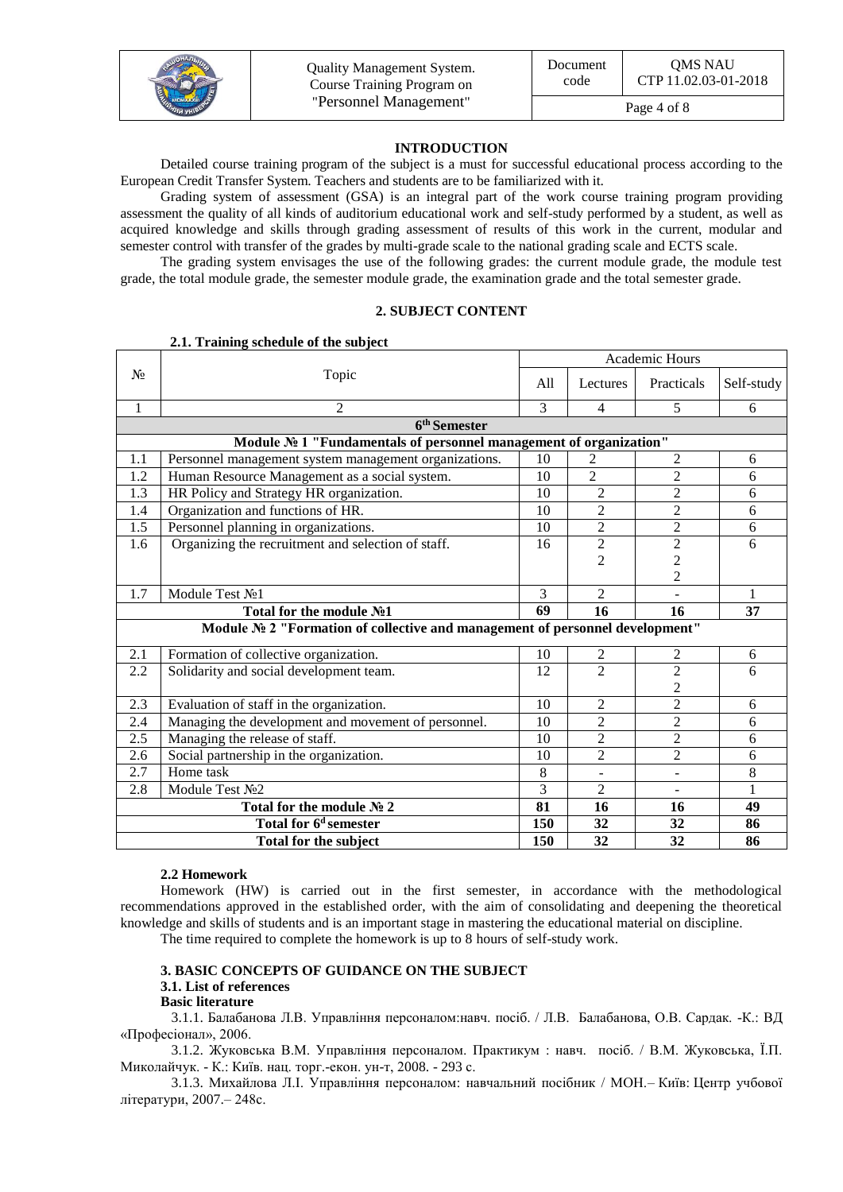## INTRODUCTION

Detailed course training program of the subject is a must for successful educational process according to the European Credit Transfer System. Teachers and students are to be familiarized with it.

Grading system of assessment (GSA) is an integral part of the work course training program providing assessment the quality of all kinds of auditorium educational work and self-study performed by a student, as well as acquired knowledge and skills through grading assessment of results of this work in the current, modular and semester control with transfer of the grades by multi-grade scale to the national grading scale and ECTS scale.

The grading system envisages the use of the following grades: the current module grade, the module test grade, the total module grade, the semester module grade, the examination grade and the total semester grade.

## 2. SUBJECT CONTENT

### 2.1. Training schedule of the subject

| № | Topic | Academic Hours | | | |
|---|---|---|---|---|---|
| | | All | Lectures | Practicals | Self-study |
| 1 | 2 | 3 | 4 | 5 | 6 |
| **6th Semester** | | | | | |
| **Module № 1 "Fundamentals of personnel management of organization"** | | | | | |
| 1.1 | Personnel management system management organizations. | 10 | 2 | 2 | 6 |
| 1.2 | Human Resource Management as a social system. | 10 | 2 | 2 | 6 |
| 1.3 | HR Policy and Strategy HR organization. | 10 | 2 | 2 | 6 |
| 1.4 | Organization and functions of HR. | 10 | 2 | 2 | 6 |
| 1.5 | Personnel planning in organizations. | 10 | 2 | 2 | 6 |
| 1.6 | Organizing the recruitment and selection of staff. | 16 | 2<br>2 | 2<br>2<br>2 | 6 |
| 1.7 | Module Test №1 | 3 | 2 | - | 1 |
| **Total for the module №1** | | **69** | **16** | **16** | **37** |
| **Module № 2 "Formation of collective and management of personnel development"** | | | | | |
| 2.1 | Formation of collective organization. | 10 | 2 | 2 | 6 |
| 2.2 | Solidarity and social development team. | 12 | 2 | 2<br>2 | 6 |
| 2.3 | Evaluation of staff in the organization. | 10 | 2 | 2 | 6 |
| 2.4 | Managing the development and movement of personnel. | 10 | 2 | 2 | 6 |
| 2.5 | Managing the release of staff. | 10 | 2 | 2 | 6 |
| 2.6 | Social partnership in the organization. | 10 | 2 | 2 | 6 |
| 2.7 | Home task | 8 | - | - | 8 |
| 2.8 | Module Test №2 | 3 | 2 | - | 1 |
| **Total for the module № 2** | | **81** | **16** | **16** | **49** |
| **Total for 6d semester** | | **150** | **32** | **32** | **86** |
| **Total for the subject** | | **150** | **32** | **32** | **86** |

### 2.2 Homework

Homework (HW) is carried out in the first semester, in accordance with the methodological recommendations approved in the established order, with the aim of consolidating and deepening the theoretical knowledge and skills of students and is an important stage in mastering the educational material on discipline.

The time required to complete the homework is up to 8 hours of self-study work.

## 3. BASIC CONCEPTS OF GUIDANCE ON THE SUBJECT

### 3.1. List of references

**Basic literature**

3.1.1. Балабанова Л.В. Управління персоналом:навч. посіб. / Л.В. Балабанова, О.В. Сардак. -К.: ВД «Професіонал», 2006.

3.1.2. Жуковська В.М. Управління персоналом. Практикум : навч. посіб. / В.М. Жуковська, Ї.П. Миколайчук. - К.: Київ. нац. торг.-екон. ун-т, 2008. - 293 с.

3.1.3. Михайлова Л.І. Управління персоналом: навчальний посібник / МОН.– Київ: Центр учбової літератури, 2007.– 248с.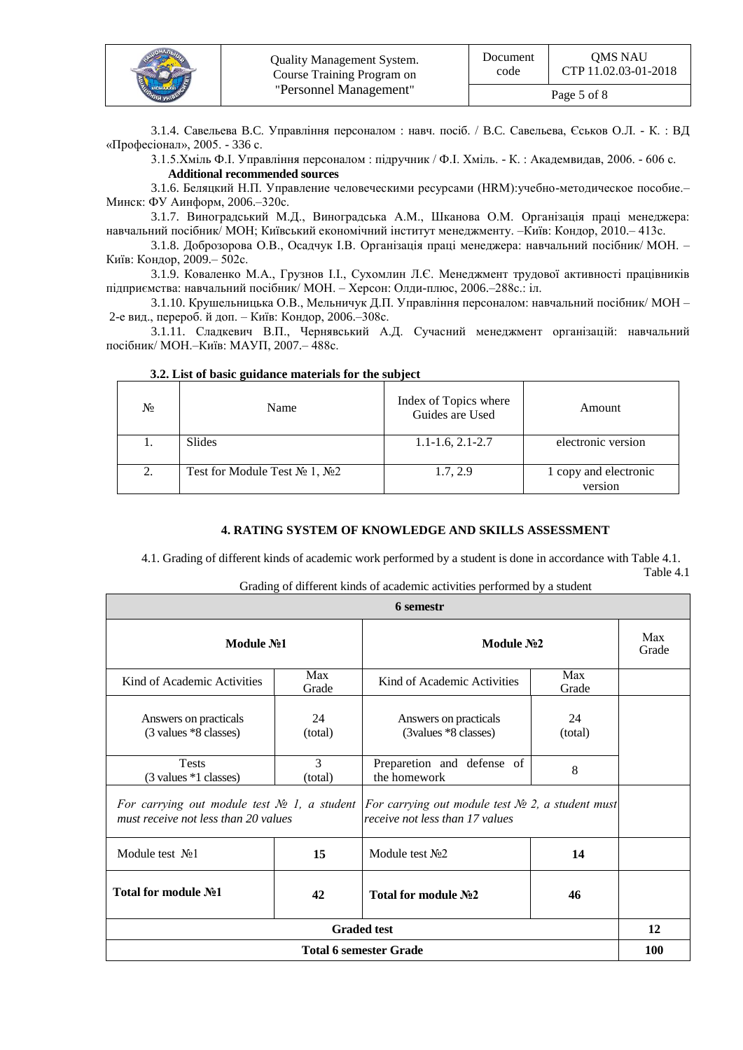3.1.4. Савельева В.С. Управління персоналом : навч. посіб. / В.С. Савельева, Єськов О.Л. - К. : ВД «Професіонал», 2005. - 336 с.

3.1.5.Хміль Ф.І. Управління персоналом : підручник / Ф.І. Хміль. - К. : Академвидав, 2006. - 606 с.

**Additional recommended sources**

3.1.6. Беляцкий Н.П. Управление человеческими ресурсами (HRM):учебно-методическое пособие.– Минск: ФУ Аинформ, 2006.–320с.

3.1.7. Виноградський М.Д., Виноградська А.М., Шканова О.М. Організація праці менеджера: навчальний посібник/ МОН; Київський економічний інститут менеджменту. –Київ: Кондор, 2010.– 413с.

3.1.8. Доброзорова О.В., Осадчук І.В. Організація праці менеджера: навчальний посібник/ МОН. – Київ: Кондор, 2009.– 502с.

3.1.9. Коваленко М.А., Грузнов І.І., Сухомлин Л.Є. Менеджмент трудової активності працівників підприємства: навчальний посібник/ МОН. – Херсон: Олди-плюс, 2006.–288с.: іл.

3.1.10. Крушельницька О.В., Мельничук Д.П. Управління персоналом: навчальний посібник/ МОН – 2-е вид., перероб. й доп. – Київ: Кондор, 2006.–308с.

3.1.11. Сладкевич В.П., Чернявський А.Д. Сучасний менеджмент організацій: навчальний посібник/ МОН.–Київ: МАУП, 2007.– 488с.

**3.2. List of basic guidance materials for the subject**

| № | Name | Index of Topics where Guides are Used | Amount |
|---|---|---|---|
| 1. | Slides | 1.1-1.6, 2.1-2.7 | electronic version |
| 2. | Test for Module Test № 1, №2 | 1.7, 2.9 | 1 copy and electronic version |

## 4. RATING SYSTEM OF KNOWLEDGE AND SKILLS ASSESSMENT

4.1. Grading of different kinds of academic work performed by a student is done in accordance with Table 4.1.

Table 4.1

Grading of different kinds of academic activities performed by a student

| **6 semestr** | | | | |
|---|---|---|---|---|
| **Module №1** | | **Module №2** | | Max Grade |
| Kind of Academic Activities | Max Grade | Kind of Academic Activities | Max Grade | |
| Answers on practicals (3 values *8 classes) | 24 (total) | Answers on practicals (3values *8 classes) | 24 (total) | |
| Tests (3 values *1 classes) | 3 (total) | Preparetion and defense of the homework | 8 | |
| *For carrying out module test № 1, a student must receive not less than 20 values* | | *For carrying out module test № 2, a student must receive not less than 17 values* | | |
| Module test №1 | **15** | Module test №2 | **14** | |
| **Total for module №1** | **42** | **Total for module №2** | **46** | |
| **Graded test** | | | | **12** |
| **Total 6 semester Grade** | | | | **100** |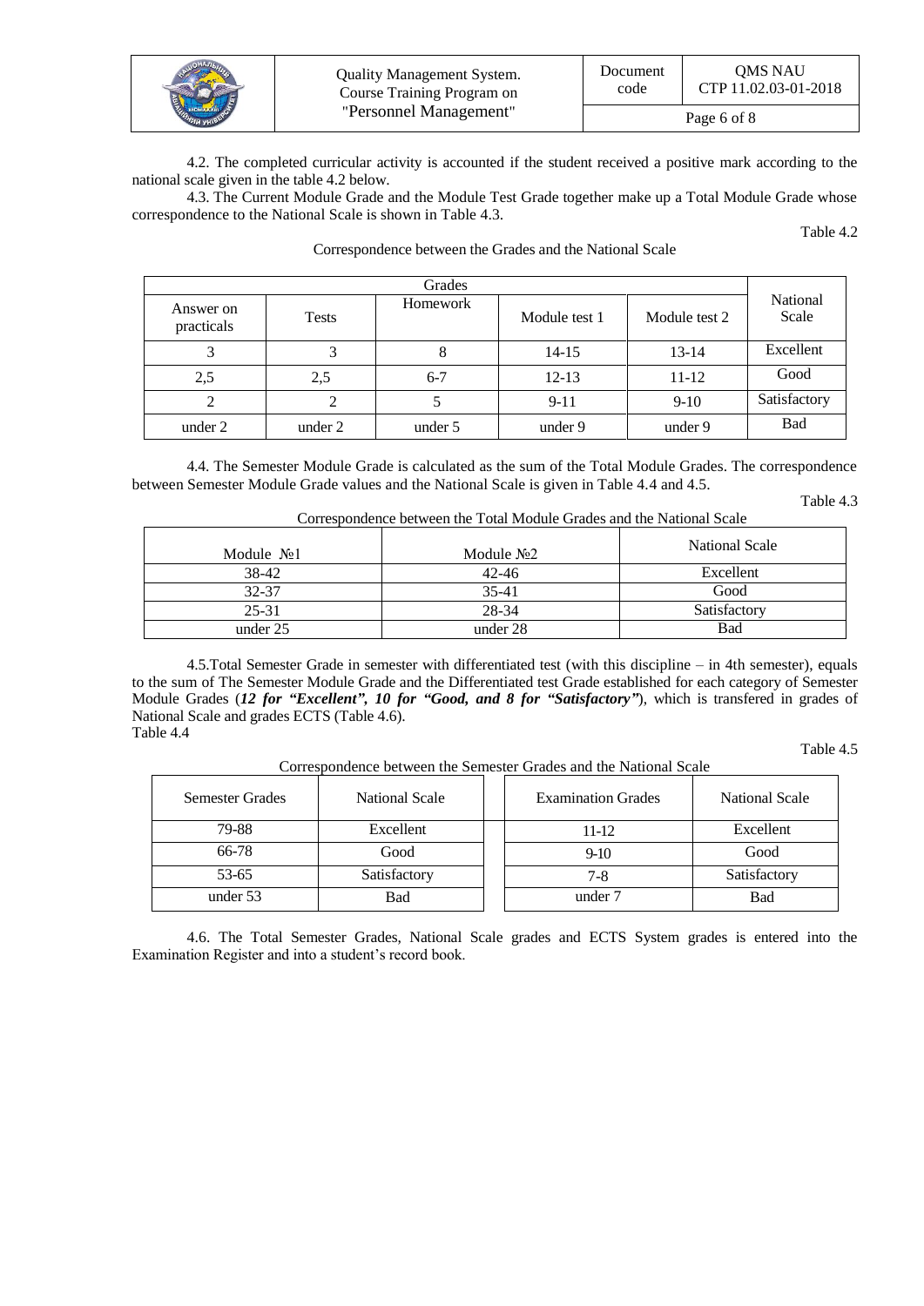4.2. The completed curricular activity is accounted if the student received a positive mark according to the national scale given in the table 4.2 below.

4.3. The Current Module Grade and the Module Test Grade together make up a Total Module Grade whose correspondence to the National Scale is shown in Table 4.3.

Table 4.2

Correspondence between the Grades and the National Scale

| Grades | | | | | National Scale |
|---|---|---|---|---|---|
| Answer on practicals | Tests | Homework | Module test 1 | Module test 2 | |
| 3 | 3 | 8 | 14-15 | 13-14 | Excellent |
| 2,5 | 2,5 | 6-7 | 12-13 | 11-12 | Good |
| 2 | 2 | 5 | 9-11 | 9-10 | Satisfactory |
| under 2 | under 2 | under 5 | under 9 | under 9 | Bad |

4.4. The Semester Module Grade is calculated as the sum of the Total Module Grades. The correspondence between Semester Module Grade values and the National Scale is given in Table 4.4 and 4.5.

Table 4.3

Correspondence between the Total Module Grades and the National Scale

| Module №1 | Module №2 | National Scale |
|---|---|---|
| 38-42 | 42-46 | Excellent |
| 32-37 | 35-41 | Good |
| 25-31 | 28-34 | Satisfactory |
| under 25 | under 28 | Bad |

4.5.Total Semester Grade in semester with differentiated test (with this discipline – in 4th semester), equals to the sum of The Semester Module Grade and the Differentiated test Grade established for each category of Semester Module Grades (***12 for "Excellent", 10 for "Good, and 8 for "Satisfactory"***), which is transfered in grades of National Scale and grades ECTS (Table 4.6).

Table 4.4

Table 4.5

Correspondence between the Semester Grades and the National Scale

| Semester Grades | National Scale |
|---|---|
| 79-88 | Excellent |
| 66-78 | Good |
| 53-65 | Satisfactory |
| under 53 | Bad |

| Examination Grades | National Scale |
|---|---|
| 11-12 | Excellent |
| 9-10 | Good |
| 7-8 | Satisfactory |
| under 7 | Bad |

4.6. The Total Semester Grades, National Scale grades and ECTS System grades is entered into the Examination Register and into a student's record book.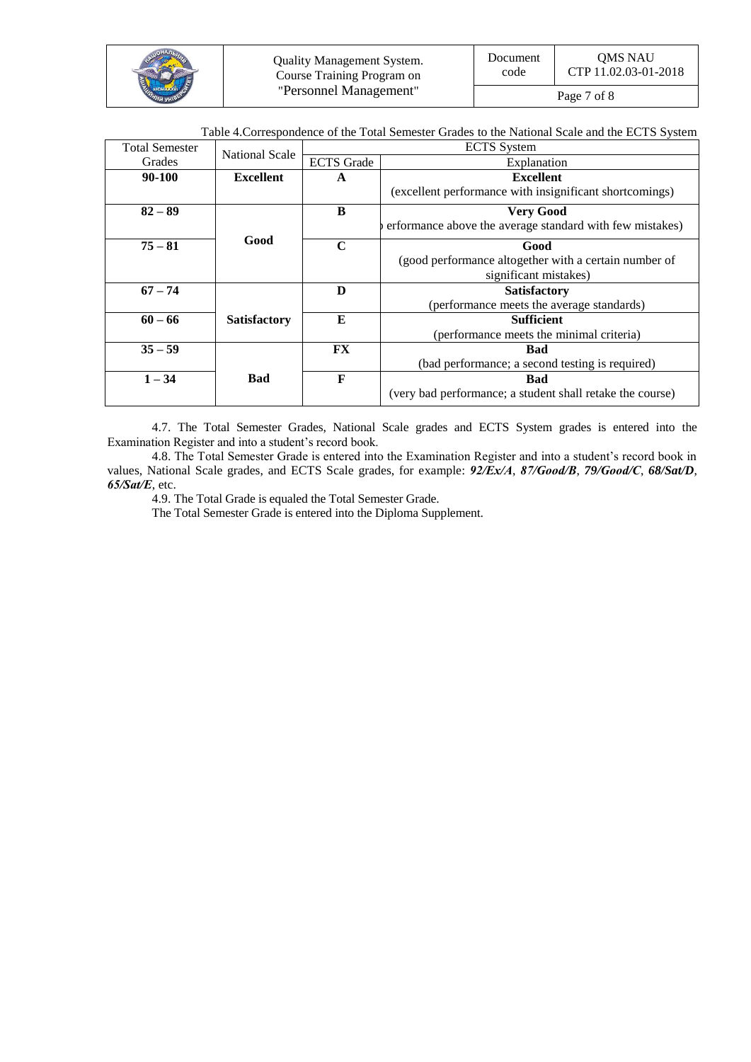Table 4.Correspondence of the Total Semester Grades to the National Scale and the ECTS System

| Total Semester Grades | National Scale | ECTS System | |
|---|---|---|---|
| | | ECTS Grade | Explanation |
| **90-100** | **Excellent** | **A** | **Excellent** (excellent performance with insignificant shortcomings) |
| **82 – 89** | **Good** | **B** | **Very Good** erformance above the average standard with few mistakes) |
| **75 – 81** | | **C** | **Good** (good performance altogether with a certain number of significant mistakes) |
| **67 – 74** | **Satisfactory** | **D** | **Satisfactory** (performance meets the average standards) |
| **60 – 66** | | **E** | **Sufficient** (performance meets the minimal criteria) |
| **35 – 59** | **Bad** | **FX** | **Bad** (bad performance; a second testing is required) |
| **1 – 34** | | **F** | **Bad** (very bad performance; a student shall retake the course) |

4.7. The Total Semester Grades, National Scale grades and ECTS System grades is entered into the Examination Register and into a student's record book.

4.8. The Total Semester Grade is entered into the Examination Register and into a student's record book in values, National Scale grades, and ECTS Scale grades, for example: ***92/Ex/A***, ***87/Good/B***, ***79/Good/C***, ***68/Sat/D***, ***65/Sat/E***, etc.

4.9. The Total Grade is equaled the Total Semester Grade.

The Total Semester Grade is entered into the Diploma Supplement.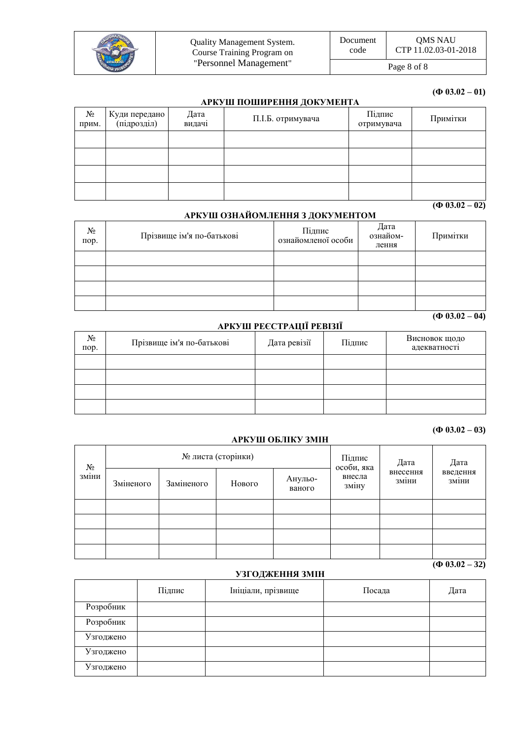(Ф 03.02 – 01)

## АРКУШ ПОШИРЕННЯ ДОКУМЕНТА

| № прим. | Куди передано (підрозділ) | Дата видачі | П.І.Б. отримувача | Підпис отримувача | Примітки |
|---|---|---|---|---|---|
| | | | | | |
| | | | | | |
| | | | | | |
| | | | | | |

(Ф 03.02 – 02)

## АРКУШ ОЗНАЙОМЛЕННЯ З ДОКУМЕНТОМ

| № пор. | Прізвище ім'я по-батькові | Підпис ознайомленої особи | Дата ознайом-лення | Примітки |
|---|---|---|---|---|
| | | | | |
| | | | | |
| | | | | |
| | | | | |

(Ф 03.02 – 04)

## АРКУШ РЕЄСТРАЦІЇ РЕВІЗІЇ

| № пор. | Прізвище ім'я по-батькові | Дата ревізії | Підпис | Висновок щодо адекватності |
|---|---|---|---|---|
| | | | | |
| | | | | |
| | | | | |
| | | | | |

(Ф 03.02 – 03)

## АРКУШ ОБЛІКУ ЗМІН

| № зміни | № листа (сторінки) | | | | Підпис особи, яка внесла зміну | Дата внесення зміни | Дата введення зміни |
|---|---|---|---|---|---|---|---|
| | Зміненого | Заміненого | Нового | Анульо-ваного | | | |
| | | | | | | | |
| | | | | | | | |
| | | | | | | | |
| | | | | | | | |

(Ф 03.02 – 32)

## УЗГОДЖЕННЯ ЗМІН

| | Підпис | Ініціали, прізвище | Посада | Дата |
|---|---|---|---|---|
| Розробник | | | | |
| Розробник | | | | |
| Узгоджено | | | | |
| Узгоджено | | | | |
| Узгоджено | | | | |